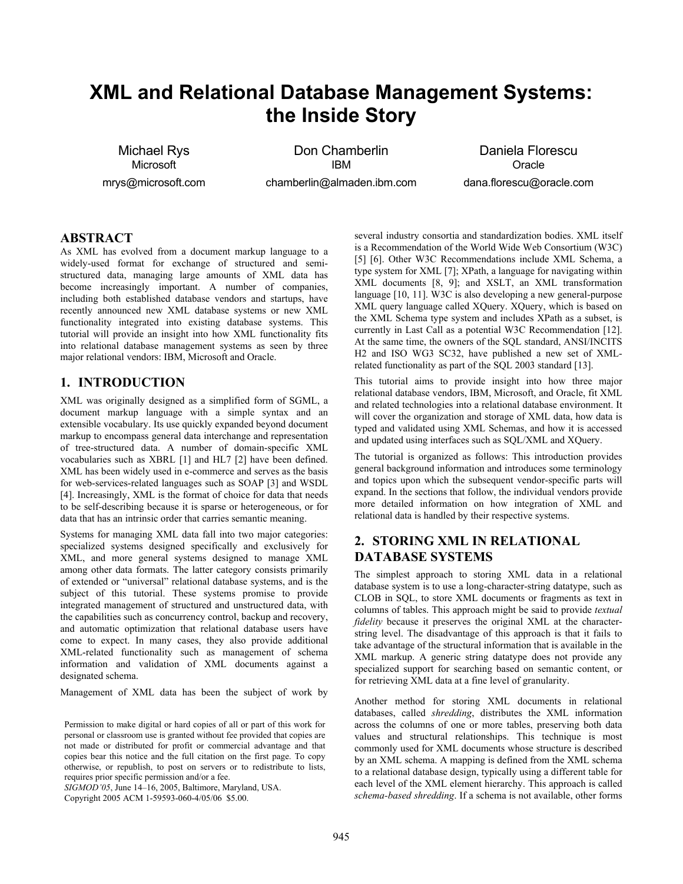# XML and Relational Database Management Systems: the Inside Story

Michael Rys
Microsoft
mrys@microsoft.com

Don Chamberlin
IBM
chamberlin@almaden.ibm.com

Daniela Florescu
Oracle
dana.florescu@oracle.com

## ABSTRACT

As XML has evolved from a document markup language to a widely-used format for exchange of structured and semi-structured data, managing large amounts of XML data has become increasingly important. A number of companies, including both established database vendors and startups, have recently announced new XML database systems or new XML functionality integrated into existing database systems. This tutorial will provide an insight into how XML functionality fits into relational database management systems as seen by three major relational vendors: IBM, Microsoft and Oracle.

## 1. INTRODUCTION

XML was originally designed as a simplified form of SGML, a document markup language with a simple syntax and an extensible vocabulary. Its use quickly expanded beyond document markup to encompass general data interchange and representation of tree-structured data. A number of domain-specific XML vocabularies such as XBRL [1] and HL7 [2] have been defined. XML has been widely used in e-commerce and serves as the basis for web-services-related languages such as SOAP [3] and WSDL [4]. Increasingly, XML is the format of choice for data that needs to be self-describing because it is sparse or heterogeneous, or for data that has an intrinsic order that carries semantic meaning.

Systems for managing XML data fall into two major categories: specialized systems designed specifically and exclusively for XML, and more general systems designed to manage XML among other data formats. The latter category consists primarily of extended or "universal" relational database systems, and is the subject of this tutorial. These systems promise to provide integrated management of structured and unstructured data, with the capabilities such as concurrency control, backup and recovery, and automatic optimization that relational database users have come to expect. In many cases, they also provide additional XML-related functionality such as management of schema information and validation of XML documents against a designated schema.

Management of XML data has been the subject of work by several industry consortia and standardization bodies. XML itself is a Recommendation of the World Wide Web Consortium (W3C) [5] [6]. Other W3C Recommendations include XML Schema, a type system for XML [7]; XPath, a language for navigating within XML documents [8, 9]; and XSLT, an XML transformation language [10, 11]. W3C is also developing a new general-purpose XML query language called XQuery. XQuery, which is based on the XML Schema type system and includes XPath as a subset, is currently in Last Call as a potential W3C Recommendation [12]. At the same time, the owners of the SQL standard, ANSI/INCITS H2 and ISO WG3 SC32, have published a new set of XML-related functionality as part of the SQL 2003 standard [13].

This tutorial aims to provide insight into how three major relational database vendors, IBM, Microsoft, and Oracle, fit XML and related technologies into a relational database environment. It will cover the organization and storage of XML data, how data is typed and validated using XML Schemas, and how it is accessed and updated using interfaces such as SQL/XML and XQuery.

The tutorial is organized as follows: This introduction provides general background information and introduces some terminology and topics upon which the subsequent vendor-specific parts will expand. In the sections that follow, the individual vendors provide more detailed information on how integration of XML and relational data is handled by their respective systems.

## 2. STORING XML IN RELATIONAL DATABASE SYSTEMS

The simplest approach to storing XML data in a relational database system is to use a long-character-string datatype, such as CLOB in SQL, to store XML documents or fragments as text in columns of tables. This approach might be said to provide *textual fidelity* because it preserves the original XML at the character-string level. The disadvantage of this approach is that it fails to take advantage of the structural information that is available in the XML markup. A generic string datatype does not provide any specialized support for searching based on semantic content, or for retrieving XML data at a fine level of granularity.

Another method for storing XML documents in relational databases, called *shredding*, distributes the XML information across the columns of one or more tables, preserving both data values and structural relationships. This technique is most commonly used for XML documents whose structure is described by an XML schema. A mapping is defined from the XML schema to a relational database design, typically using a different table for each level of the XML element hierarchy. This approach is called *schema-based shredding*. If a schema is not available, other forms

Permission to make digital or hard copies of all or part of this work for personal or classroom use is granted without fee provided that copies are not made or distributed for profit or commercial advantage and that copies bear this notice and the full citation on the first page. To copy otherwise, or republish, to post on servers or to redistribute to lists, requires prior specific permission and/or a fee.
*SIGMOD'05*, June 14–16, 2005, Baltimore, Maryland, USA.
Copyright 2005 ACM 1-59593-060-4/05/06 $5.00.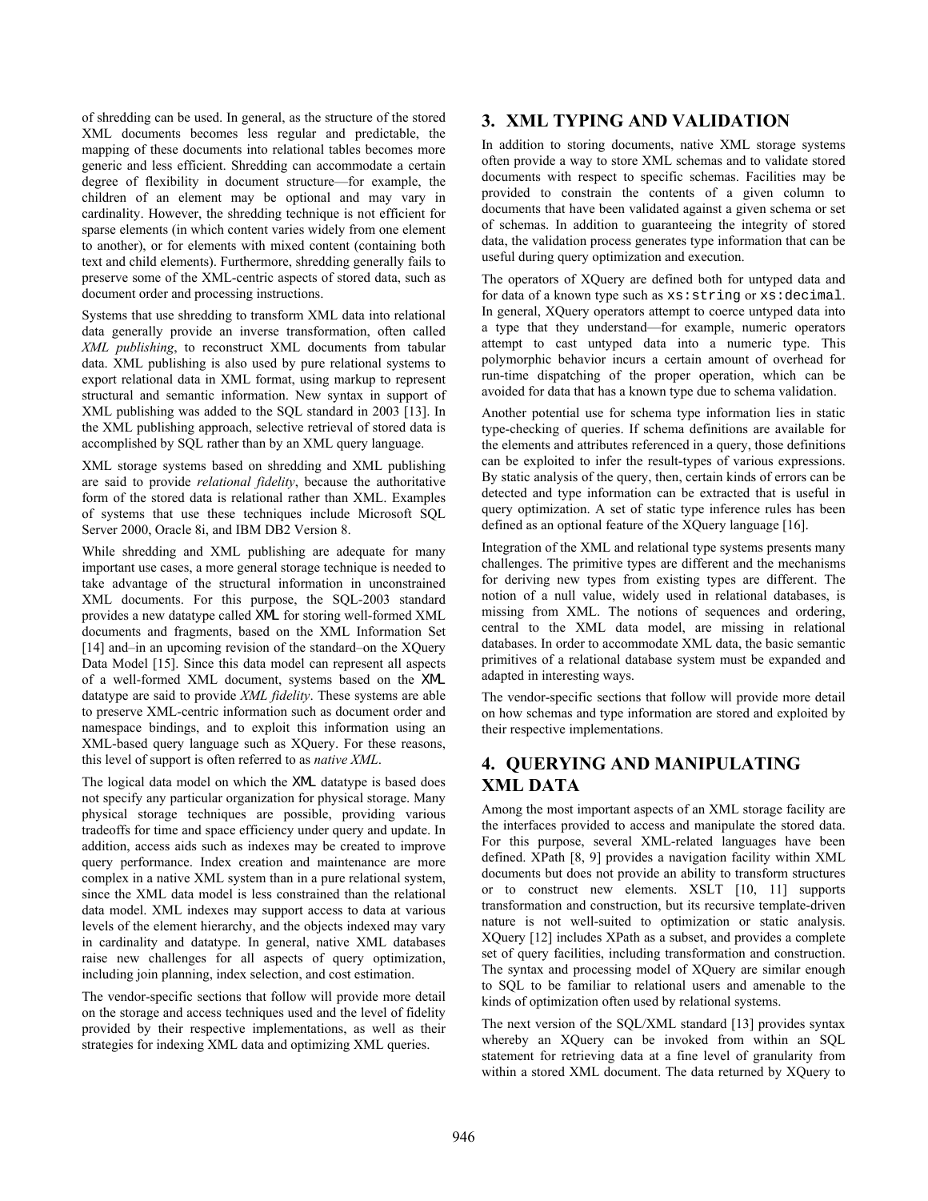of shredding can be used. In general, as the structure of the stored XML documents becomes less regular and predictable, the mapping of these documents into relational tables becomes more generic and less efficient. Shredding can accommodate a certain degree of flexibility in document structure—for example, the children of an element may be optional and may vary in cardinality. However, the shredding technique is not efficient for sparse elements (in which content varies widely from one element to another), or for elements with mixed content (containing both text and child elements). Furthermore, shredding generally fails to preserve some of the XML-centric aspects of stored data, such as document order and processing instructions.

Systems that use shredding to transform XML data into relational data generally provide an inverse transformation, often called *XML publishing*, to reconstruct XML documents from tabular data. XML publishing is also used by pure relational systems to export relational data in XML format, using markup to represent structural and semantic information. New syntax in support of XML publishing was added to the SQL standard in 2003 [13]. In the XML publishing approach, selective retrieval of stored data is accomplished by SQL rather than by an XML query language.

XML storage systems based on shredding and XML publishing are said to provide *relational fidelity*, because the authoritative form of the stored data is relational rather than XML. Examples of systems that use these techniques include Microsoft SQL Server 2000, Oracle 8i, and IBM DB2 Version 8.

While shredding and XML publishing are adequate for many important use cases, a more general storage technique is needed to take advantage of the structural information in unconstrained XML documents. For this purpose, the SQL-2003 standard provides a new datatype called XML for storing well-formed XML documents and fragments, based on the XML Information Set [14] and–in an upcoming revision of the standard–on the XQuery Data Model [15]. Since this data model can represent all aspects of a well-formed XML document, systems based on the XML datatype are said to provide *XML fidelity*. These systems are able to preserve XML-centric information such as document order and namespace bindings, and to exploit this information using an XML-based query language such as XQuery. For these reasons, this level of support is often referred to as *native XML*.

The logical data model on which the XML datatype is based does not specify any particular organization for physical storage. Many physical storage techniques are possible, providing various tradeoffs for time and space efficiency under query and update. In addition, access aids such as indexes may be created to improve query performance. Index creation and maintenance are more complex in a native XML system than in a pure relational system, since the XML data model is less constrained than the relational data model. XML indexes may support access to data at various levels of the element hierarchy, and the objects indexed may vary in cardinality and datatype. In general, native XML databases raise new challenges for all aspects of query optimization, including join planning, index selection, and cost estimation.

The vendor-specific sections that follow will provide more detail on the storage and access techniques used and the level of fidelity provided by their respective implementations, as well as their strategies for indexing XML data and optimizing XML queries.

## 3. XML TYPING AND VALIDATION

In addition to storing documents, native XML storage systems often provide a way to store XML schemas and to validate stored documents with respect to specific schemas. Facilities may be provided to constrain the contents of a given column to documents that have been validated against a given schema or set of schemas. In addition to guaranteeing the integrity of stored data, the validation process generates type information that can be useful during query optimization and execution.

The operators of XQuery are defined both for untyped data and for data of a known type such as `xs:string` or `xs:decimal`. In general, XQuery operators attempt to coerce untyped data into a type that they understand—for example, numeric operators attempt to cast untyped data into a numeric type. This polymorphic behavior incurs a certain amount of overhead for run-time dispatching of the proper operation, which can be avoided for data that has a known type due to schema validation.

Another potential use for schema type information lies in static type-checking of queries. If schema definitions are available for the elements and attributes referenced in a query, those definitions can be exploited to infer the result-types of various expressions. By static analysis of the query, then, certain kinds of errors can be detected and type information can be extracted that is useful in query optimization. A set of static type inference rules has been defined as an optional feature of the XQuery language [16].

Integration of the XML and relational type systems presents many challenges. The primitive types are different and the mechanisms for deriving new types from existing types are different. The notion of a null value, widely used in relational databases, is missing from XML. The notions of sequences and ordering, central to the XML data model, are missing in relational databases. In order to accommodate XML data, the basic semantic primitives of a relational database system must be expanded and adapted in interesting ways.

The vendor-specific sections that follow will provide more detail on how schemas and type information are stored and exploited by their respective implementations.

## 4. QUERYING AND MANIPULATING XML DATA

Among the most important aspects of an XML storage facility are the interfaces provided to access and manipulate the stored data. For this purpose, several XML-related languages have been defined. XPath [8, 9] provides a navigation facility within XML documents but does not provide an ability to transform structures or to construct new elements. XSLT [10, 11] supports transformation and construction, but its recursive template-driven nature is not well-suited to optimization or static analysis. XQuery [12] includes XPath as a subset, and provides a complete set of query facilities, including transformation and construction. The syntax and processing model of XQuery are similar enough to SQL to be familiar to relational users and amenable to the kinds of optimization often used by relational systems.

The next version of the SQL/XML standard [13] provides syntax whereby an XQuery can be invoked from within an SQL statement for retrieving data at a fine level of granularity from within a stored XML document. The data returned by XQuery to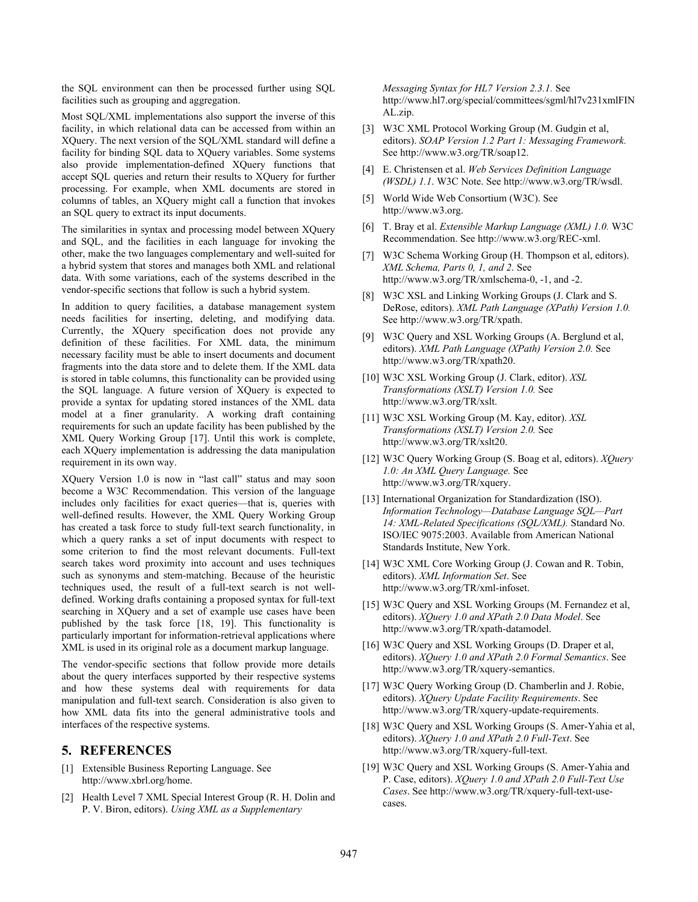the SQL environment can then be processed further using SQL facilities such as grouping and aggregation.

Most SQL/XML implementations also support the inverse of this facility, in which relational data can be accessed from within an XQuery. The next version of the SQL/XML standard will define a facility for binding SQL data to XQuery variables. Some systems also provide implementation-defined XQuery functions that accept SQL queries and return their results to XQuery for further processing. For example, when XML documents are stored in columns of tables, an XQuery might call a function that invokes an SQL query to extract its input documents.

The similarities in syntax and processing model between XQuery and SQL, and the facilities in each language for invoking the other, make the two languages complementary and well-suited for a hybrid system that stores and manages both XML and relational data. With some variations, each of the systems described in the vendor-specific sections that follow is such a hybrid system.

In addition to query facilities, a database management system needs facilities for inserting, deleting, and modifying data. Currently, the XQuery specification does not provide any definition of these facilities. For XML data, the minimum necessary facility must be able to insert documents and document fragments into the data store and to delete them. If the XML data is stored in table columns, this functionality can be provided using the SQL language. A future version of XQuery is expected to provide a syntax for updating stored instances of the XML data model at a finer granularity. A working draft containing requirements for such an update facility has been published by the XML Query Working Group [17]. Until this work is complete, each XQuery implementation is addressing the data manipulation requirement in its own way.

XQuery Version 1.0 is now in "last call" status and may soon become a W3C Recommendation. This version of the language includes only facilities for exact queries—that is, queries with well-defined results. However, the XML Query Working Group has created a task force to study full-text search functionality, in which a query ranks a set of input documents with respect to some criterion to find the most relevant documents. Full-text search takes word proximity into account and uses techniques such as synonyms and stem-matching. Because of the heuristic techniques used, the result of a full-text search is not well-defined. Working drafts containing a proposed syntax for full-text searching in XQuery and a set of example use cases have been published by the task force [18, 19]. This functionality is particularly important for information-retrieval applications where XML is used in its original role as a document markup language.

The vendor-specific sections that follow provide more details about the query interfaces supported by their respective systems and how these systems deal with requirements for data manipulation and full-text search. Consideration is also given to how XML data fits into the general administrative tools and interfaces of the respective systems.

## 5. REFERENCES

[1] Extensible Business Reporting Language. See http://www.xbrl.org/home.

[2] Health Level 7 XML Special Interest Group (R. H. Dolin and P. V. Biron, editors). *Using XML as a Supplementary Messaging Syntax for HL7 Version 2.3.1.* See http://www.hl7.org/special/committees/sgml/hl7v231xmlFINAL.zip.

[3] W3C XML Protocol Working Group (M. Gudgin et al, editors). *SOAP Version 1.2 Part 1: Messaging Framework.* See http://www.w3.org/TR/soap12.

[4] E. Christensen et al. *Web Services Definition Language (WSDL) 1.1*. W3C Note. See http://www.w3.org/TR/wsdl.

[5] World Wide Web Consortium (W3C). See http://www.w3.org.

[6] T. Bray et al. *Extensible Markup Language (XML) 1.0.* W3C Recommendation. See http://www.w3.org/REC-xml.

[7] W3C Schema Working Group (H. Thompson et al, editors). *XML Schema, Parts 0, 1, and 2*. See http://www.w3.org/TR/xmlschema-0, -1, and -2.

[8] W3C XSL and Linking Working Groups (J. Clark and S. DeRose, editors). *XML Path Language (XPath) Version 1.0.* See http://www.w3.org/TR/xpath.

[9] W3C Query and XSL Working Groups (A. Berglund et al, editors). *XML Path Language (XPath) Version 2.0.* See http://www.w3.org/TR/xpath20.

[10] W3C XSL Working Group (J. Clark, editor). *XSL Transformations (XSLT) Version 1.0.* See http://www.w3.org/TR/xslt.

[11] W3C XSL Working Group (M. Kay, editor). *XSL Transformations (XSLT) Version 2.0.* See http://www.w3.org/TR/xslt20.

[12] W3C Query Working Group (S. Boag et al, editors). *XQuery 1.0: An XML Query Language.* See http://www.w3.org/TR/xquery.

[13] International Organization for Standardization (ISO). *Information Technology—Database Language SQL—Part 14: XML-Related Specifications (SQL/XML).* Standard No. ISO/IEC 9075:2003. Available from American National Standards Institute, New York.

[14] W3C XML Core Working Group (J. Cowan and R. Tobin, editors). *XML Information Set*. See http://www.w3.org/TR/xml-infoset.

[15] W3C Query and XSL Working Groups (M. Fernandez et al, editors). *XQuery 1.0 and XPath 2.0 Data Model*. See http://www.w3.org/TR/xpath-datamodel.

[16] W3C Query and XSL Working Groups (D. Draper et al, editors). *XQuery 1.0 and XPath 2.0 Formal Semantics*. See http://www.w3.org/TR/xquery-semantics.

[17] W3C Query Working Group (D. Chamberlin and J. Robie, editors). *XQuery Update Facility Requirements*. See http://www.w3.org/TR/xquery-update-requirements.

[18] W3C Query and XSL Working Groups (S. Amer-Yahia et al, editors). *XQuery 1.0 and XPath 2.0 Full-Text*. See http://www.w3.org/TR/xquery-full-text.

[19] W3C Query and XSL Working Groups (S. Amer-Yahia and P. Case, editors). *XQuery 1.0 and XPath 2.0 Full-Text Use Cases*. See http://www.w3.org/TR/xquery-full-text-use-cases.